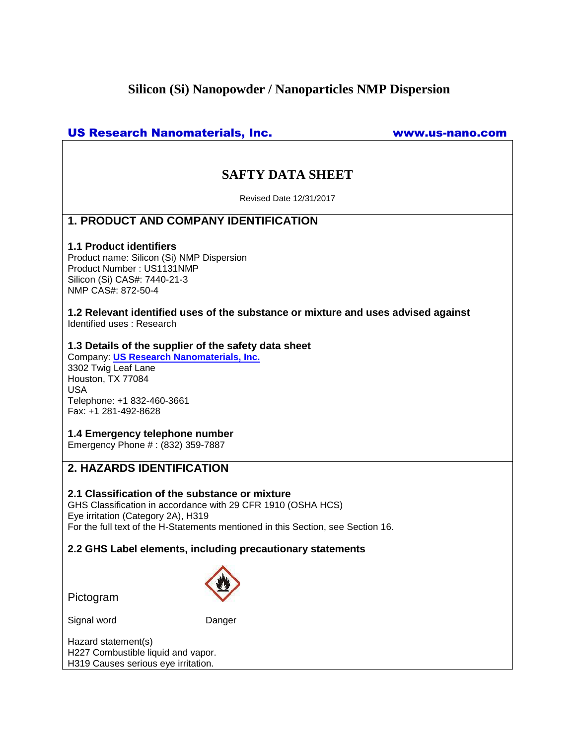# Silicon (Si) Nanopowder / Nanoparticles NMP Dispersion

**US Research Nanomaterials, Inc.** www.us-nano.com

## SAFTY DATA SHEET

Revised Date 12/31/2017

## 1. PRODUCT AND COMPANY IDENTIFICATION

### 1.1 Product identifiers

Product name: Silicon (Si) NMP Dispersion
Product Number : US1131NMP
Silicon (Si) CAS#: 7440-21-3
NMP CAS#: 872-50-4

### 1.2 Relevant identified uses of the substance or mixture and uses advised against

Identified uses : Research

### 1.3 Details of the supplier of the safety data sheet

Company: **US Research Nanomaterials, Inc.**
3302 Twig Leaf Lane
Houston, TX 77084
USA
Telephone: +1 832-460-3661
Fax: +1 281-492-8628

### 1.4 Emergency telephone number

Emergency Phone # : (832) 359-7887

## 2. HAZARDS IDENTIFICATION

### 2.1 Classification of the substance or mixture

GHS Classification in accordance with 29 CFR 1910 (OSHA HCS)
Eye irritation (Category 2A), H319
For the full text of the H-Statements mentioned in this Section, see Section 16.

### 2.2 GHS Label elements, including precautionary statements

Pictogram

Signal word Danger

Hazard statement(s)
H227 Combustible liquid and vapor.
H319 Causes serious eye irritation.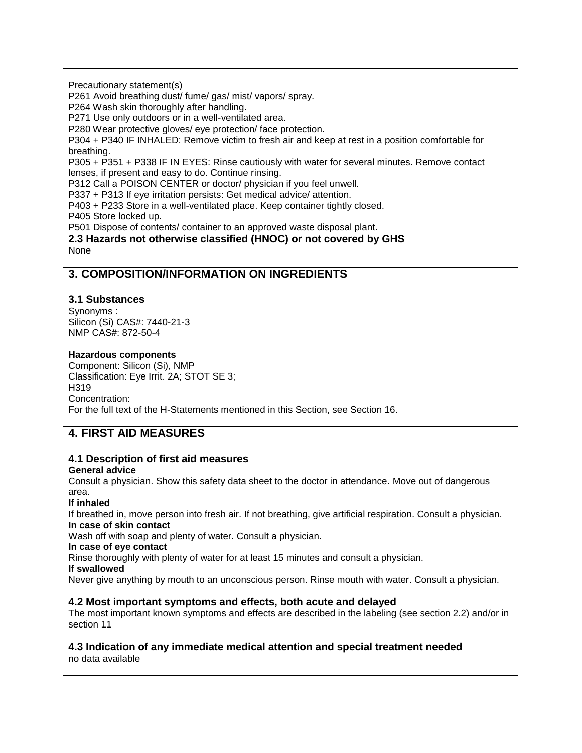Precautionary statement(s)

P261 Avoid breathing dust/ fume/ gas/ mist/ vapors/ spray.
P264 Wash skin thoroughly after handling.
P271 Use only outdoors or in a well-ventilated area.
P280 Wear protective gloves/ eye protection/ face protection.
P304 + P340 IF INHALED: Remove victim to fresh air and keep at rest in a position comfortable for breathing.
P305 + P351 + P338 IF IN EYES: Rinse cautiously with water for several minutes. Remove contact lenses, if present and easy to do. Continue rinsing.
P312 Call a POISON CENTER or doctor/ physician if you feel unwell.
P337 + P313 If eye irritation persists: Get medical advice/ attention.
P403 + P233 Store in a well-ventilated place. Keep container tightly closed.
P405 Store locked up.
P501 Dispose of contents/ container to an approved waste disposal plant.

**2.3 Hazards not otherwise classified (HNOC) or not covered by GHS**

None

## 3. COMPOSITION/INFORMATION ON INGREDIENTS

### 3.1 Substances

Synonyms :
Silicon (Si) CAS#: 7440-21-3
NMP CAS#: 872-50-4

**Hazardous components**

Component: Silicon (Si), NMP
Classification: Eye Irrit. 2A; STOT SE 3;
H319
Concentration:
For the full text of the H-Statements mentioned in this Section, see Section 16.

## 4. FIRST AID MEASURES

### 4.1 Description of first aid measures

**General advice**

Consult a physician. Show this safety data sheet to the doctor in attendance. Move out of dangerous area.

**If inhaled**

If breathed in, move person into fresh air. If not breathing, give artificial respiration. Consult a physician.

**In case of skin contact**

Wash off with soap and plenty of water. Consult a physician.

**In case of eye contact**

Rinse thoroughly with plenty of water for at least 15 minutes and consult a physician.

**If swallowed**

Never give anything by mouth to an unconscious person. Rinse mouth with water. Consult a physician.

### 4.2 Most important symptoms and effects, both acute and delayed

The most important known symptoms and effects are described in the labeling (see section 2.2) and/or in section 11

### 4.3 Indication of any immediate medical attention and special treatment needed

no data available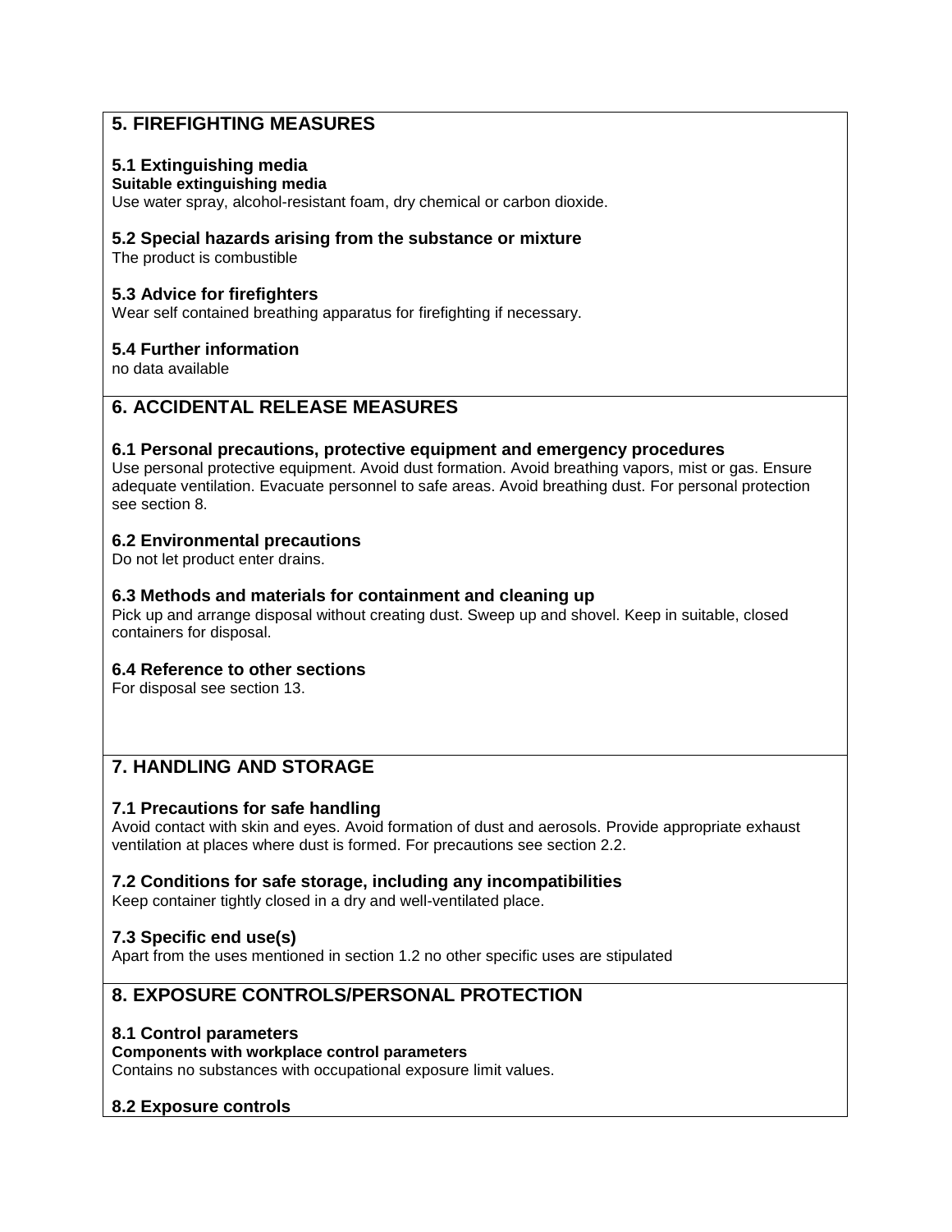## 5. FIREFIGHTING MEASURES

### 5.1 Extinguishing media

**Suitable extinguishing media**

Use water spray, alcohol-resistant foam, dry chemical or carbon dioxide.

### 5.2 Special hazards arising from the substance or mixture

The product is combustible

### 5.3 Advice for firefighters

Wear self contained breathing apparatus for firefighting if necessary.

### 5.4 Further information

no data available

## 6. ACCIDENTAL RELEASE MEASURES

### 6.1 Personal precautions, protective equipment and emergency procedures

Use personal protective equipment. Avoid dust formation. Avoid breathing vapors, mist or gas. Ensure adequate ventilation. Evacuate personnel to safe areas. Avoid breathing dust. For personal protection see section 8.

### 6.2 Environmental precautions

Do not let product enter drains.

### 6.3 Methods and materials for containment and cleaning up

Pick up and arrange disposal without creating dust. Sweep up and shovel. Keep in suitable, closed containers for disposal.

### 6.4 Reference to other sections

For disposal see section 13.

## 7. HANDLING AND STORAGE

### 7.1 Precautions for safe handling

Avoid contact with skin and eyes. Avoid formation of dust and aerosols. Provide appropriate exhaust ventilation at places where dust is formed. For precautions see section 2.2.

### 7.2 Conditions for safe storage, including any incompatibilities

Keep container tightly closed in a dry and well-ventilated place.

### 7.3 Specific end use(s)

Apart from the uses mentioned in section 1.2 no other specific uses are stipulated

## 8. EXPOSURE CONTROLS/PERSONAL PROTECTION

### 8.1 Control parameters

**Components with workplace control parameters**

Contains no substances with occupational exposure limit values.

### 8.2 Exposure controls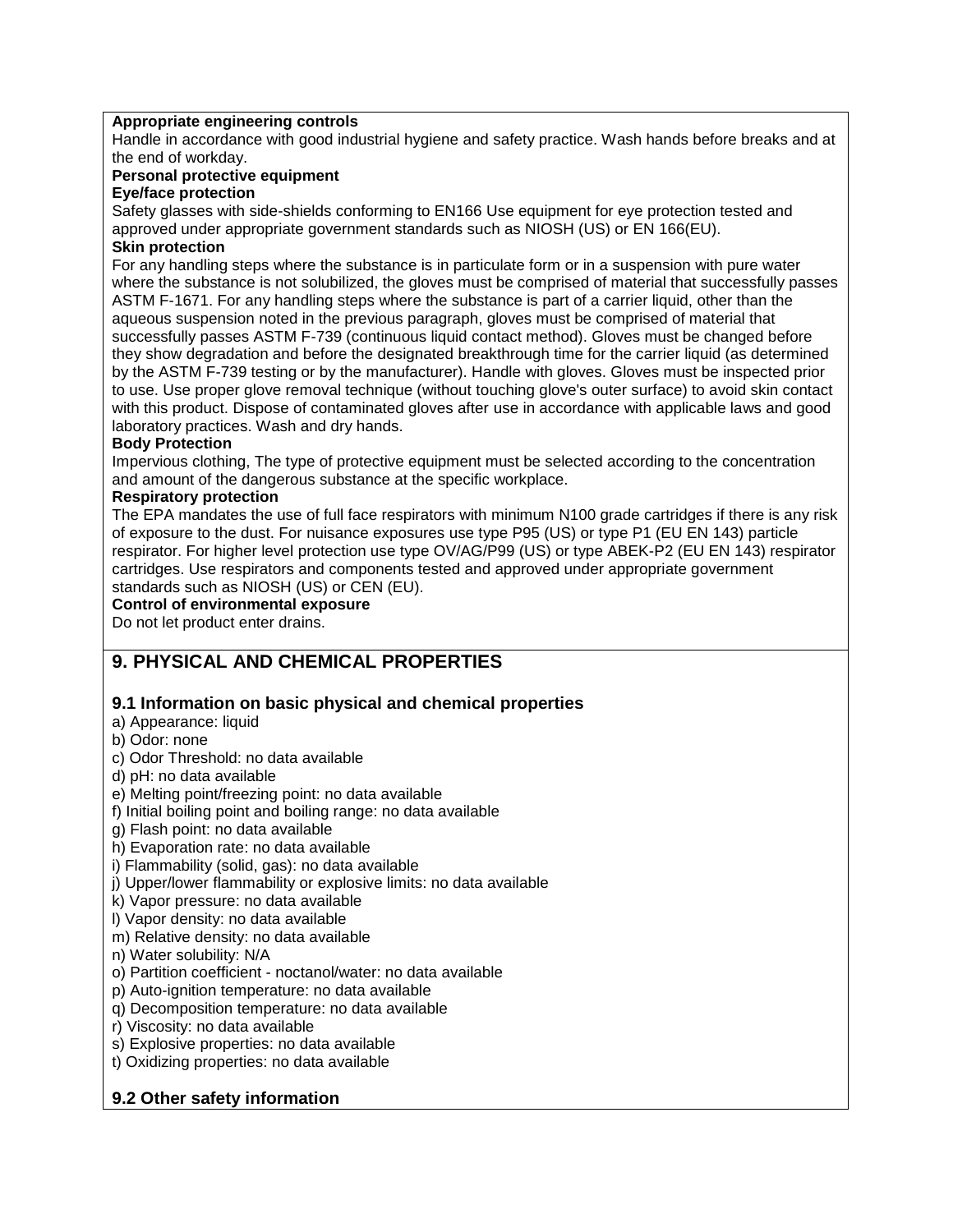**Appropriate engineering controls**

Handle in accordance with good industrial hygiene and safety practice. Wash hands before breaks and at the end of workday.

**Personal protective equipment**

**Eye/face protection**

Safety glasses with side-shields conforming to EN166 Use equipment for eye protection tested and approved under appropriate government standards such as NIOSH (US) or EN 166(EU).

**Skin protection**

For any handling steps where the substance is in particulate form or in a suspension with pure water where the substance is not solubilized, the gloves must be comprised of material that successfully passes ASTM F-1671. For any handling steps where the substance is part of a carrier liquid, other than the aqueous suspension noted in the previous paragraph, gloves must be comprised of material that successfully passes ASTM F-739 (continuous liquid contact method). Gloves must be changed before they show degradation and before the designated breakthrough time for the carrier liquid (as determined by the ASTM F-739 testing or by the manufacturer). Handle with gloves. Gloves must be inspected prior to use. Use proper glove removal technique (without touching glove's outer surface) to avoid skin contact with this product. Dispose of contaminated gloves after use in accordance with applicable laws and good laboratory practices. Wash and dry hands.

**Body Protection**

Impervious clothing, The type of protective equipment must be selected according to the concentration and amount of the dangerous substance at the specific workplace.

**Respiratory protection**

The EPA mandates the use of full face respirators with minimum N100 grade cartridges if there is any risk of exposure to the dust. For nuisance exposures use type P95 (US) or type P1 (EU EN 143) particle respirator. For higher level protection use type OV/AG/P99 (US) or type ABEK-P2 (EU EN 143) respirator cartridges. Use respirators and components tested and approved under appropriate government standards such as NIOSH (US) or CEN (EU).

**Control of environmental exposure**

Do not let product enter drains.

## 9. PHYSICAL AND CHEMICAL PROPERTIES

### 9.1 Information on basic physical and chemical properties

a) Appearance: liquid
b) Odor: none
c) Odor Threshold: no data available
d) pH: no data available
e) Melting point/freezing point: no data available
f) Initial boiling point and boiling range: no data available
g) Flash point: no data available
h) Evaporation rate: no data available
i) Flammability (solid, gas): no data available
j) Upper/lower flammability or explosive limits: no data available
k) Vapor pressure: no data available
l) Vapor density: no data available
m) Relative density: no data available
n) Water solubility: N/A
o) Partition coefficient - noctanol/water: no data available
p) Auto-ignition temperature: no data available
q) Decomposition temperature: no data available
r) Viscosity: no data available
s) Explosive properties: no data available
t) Oxidizing properties: no data available

### 9.2 Other safety information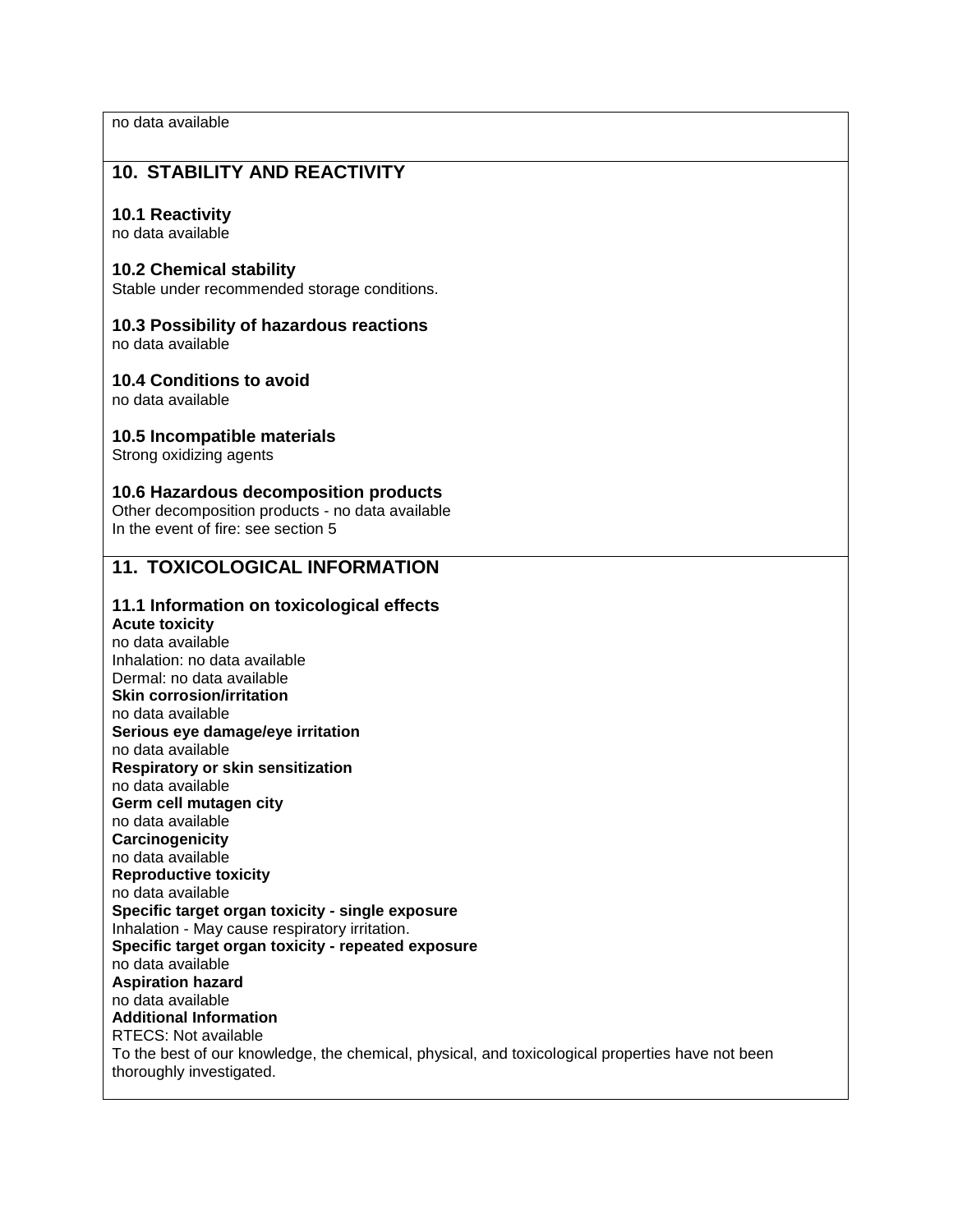no data available

## 10. STABILITY AND REACTIVITY

### 10.1 Reactivity
no data available

### 10.2 Chemical stability
Stable under recommended storage conditions.

### 10.3 Possibility of hazardous reactions
no data available

### 10.4 Conditions to avoid
no data available

### 10.5 Incompatible materials
Strong oxidizing agents

### 10.6 Hazardous decomposition products
Other decomposition products - no data available
In the event of fire: see section 5

## 11. TOXICOLOGICAL INFORMATION

### 11.1 Information on toxicological effects
**Acute toxicity**
no data available
Inhalation: no data available
Dermal: no data available
**Skin corrosion/irritation**
no data available
**Serious eye damage/eye irritation**
no data available
**Respiratory or skin sensitization**
no data available
**Germ cell mutagen city**
no data available
**Carcinogenicity**
no data available
**Reproductive toxicity**
no data available
**Specific target organ toxicity - single exposure**
Inhalation - May cause respiratory irritation.
**Specific target organ toxicity - repeated exposure**
no data available
**Aspiration hazard**
no data available
**Additional Information**
RTECS: Not available
To the best of our knowledge, the chemical, physical, and toxicological properties have not been thoroughly investigated.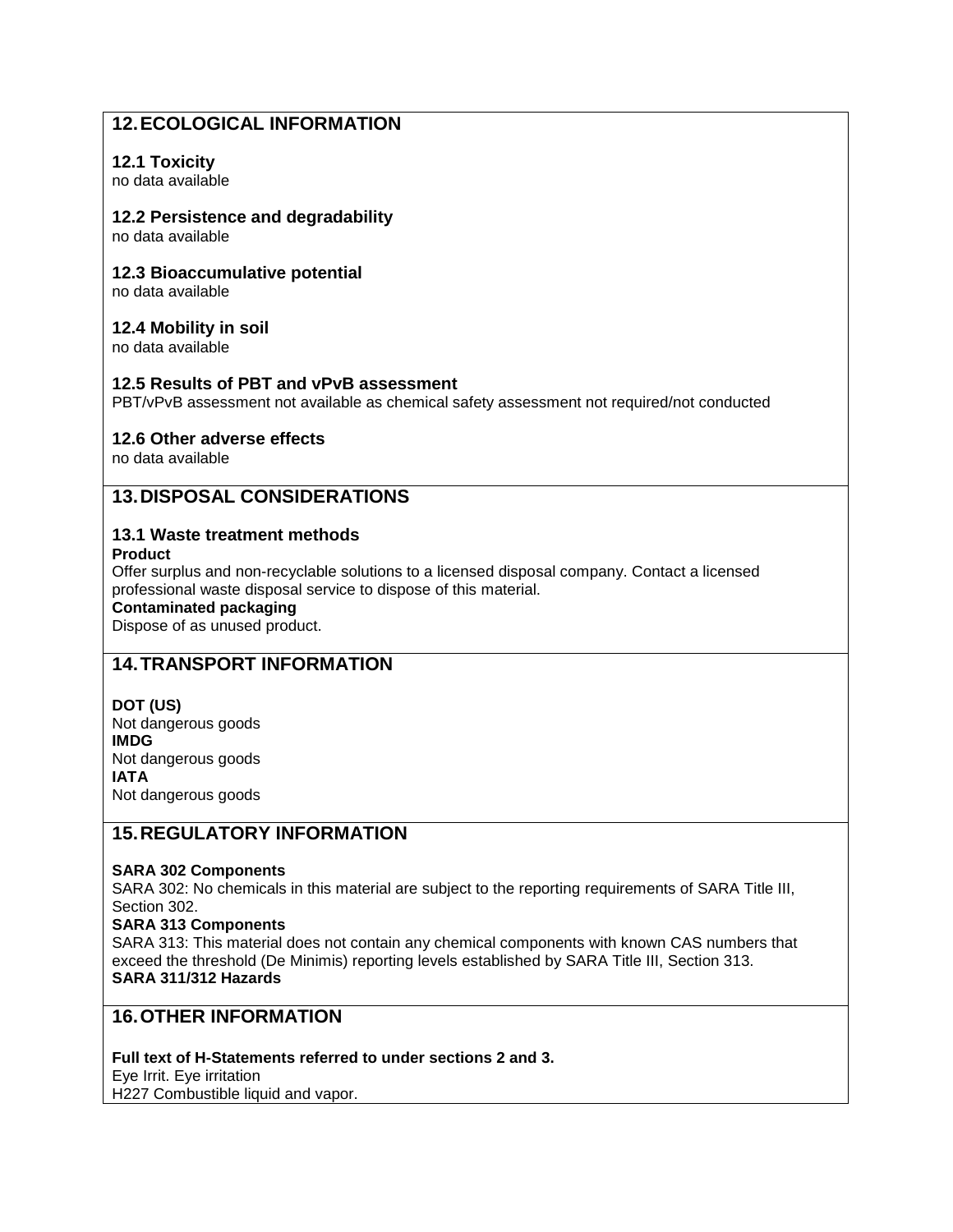## 12. ECOLOGICAL INFORMATION

### 12.1 Toxicity

no data available

### 12.2 Persistence and degradability

no data available

### 12.3 Bioaccumulative potential

no data available

### 12.4 Mobility in soil

no data available

### 12.5 Results of PBT and vPvB assessment

PBT/vPvB assessment not available as chemical safety assessment not required/not conducted

### 12.6 Other adverse effects

no data available

## 13. DISPOSAL CONSIDERATIONS

### 13.1 Waste treatment methods

**Product**

Offer surplus and non-recyclable solutions to a licensed disposal company. Contact a licensed professional waste disposal service to dispose of this material.

**Contaminated packaging**

Dispose of as unused product.

## 14. TRANSPORT INFORMATION

**DOT (US)**

Not dangerous goods

**IMDG**

Not dangerous goods

**IATA**

Not dangerous goods

## 15. REGULATORY INFORMATION

**SARA 302 Components**

SARA 302: No chemicals in this material are subject to the reporting requirements of SARA Title III, Section 302.

**SARA 313 Components**

SARA 313: This material does not contain any chemical components with known CAS numbers that exceed the threshold (De Minimis) reporting levels established by SARA Title III, Section 313.

**SARA 311/312 Hazards**

## 16. OTHER INFORMATION

**Full text of H-Statements referred to under sections 2 and 3.**

Eye Irrit. Eye irritation

H227 Combustible liquid and vapor.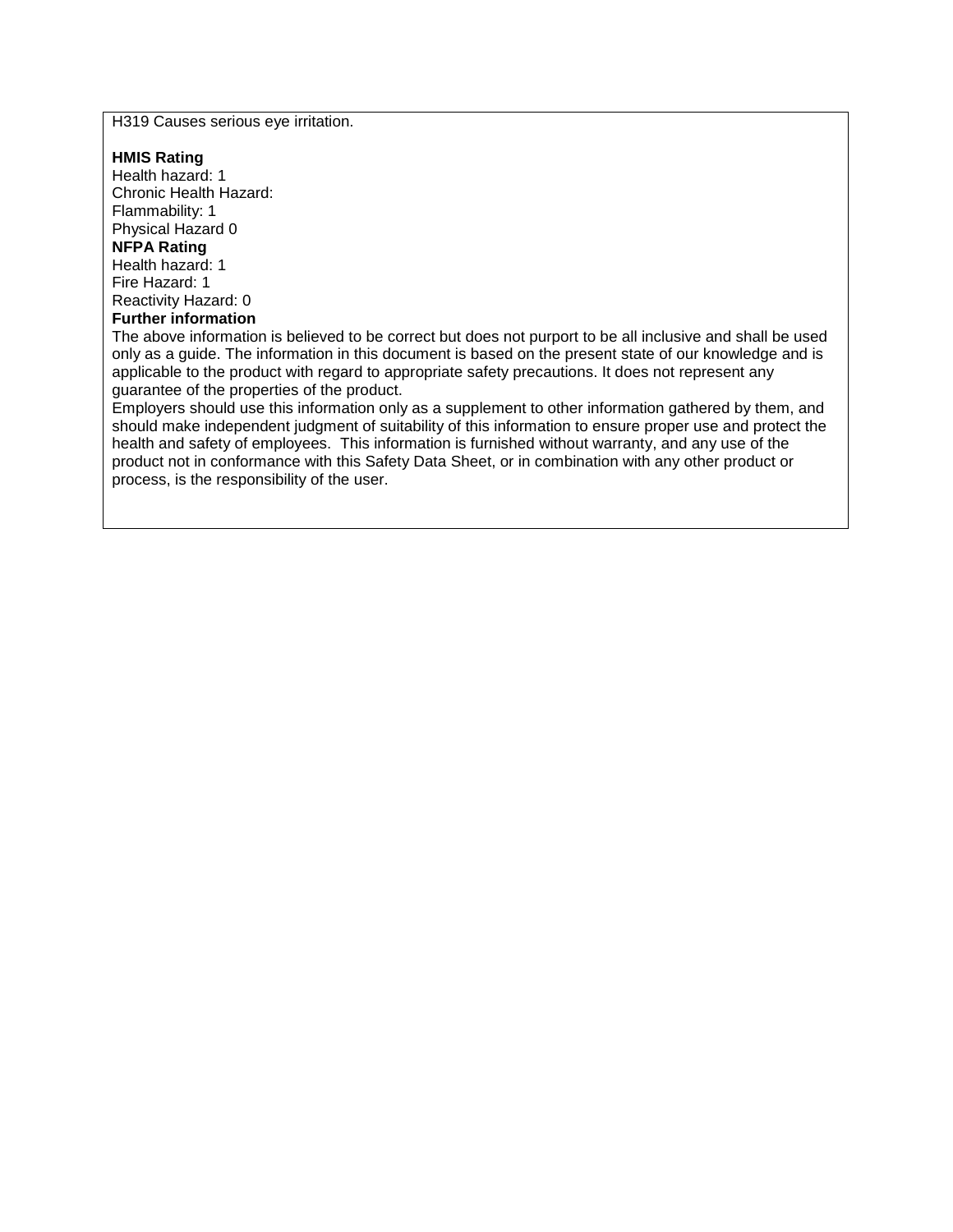H319 Causes serious eye irritation.

**HMIS Rating**

Health hazard: 1
Chronic Health Hazard:
Flammability: 1
Physical Hazard 0

**NFPA Rating**

Health hazard: 1
Fire Hazard: 1
Reactivity Hazard: 0

**Further information**

The above information is believed to be correct but does not purport to be all inclusive and shall be used only as a guide. The information in this document is based on the present state of our knowledge and is applicable to the product with regard to appropriate safety precautions. It does not represent any guarantee of the properties of the product.

Employers should use this information only as a supplement to other information gathered by them, and should make independent judgment of suitability of this information to ensure proper use and protect the health and safety of employees. This information is furnished without warranty, and any use of the product not in conformance with this Safety Data Sheet, or in combination with any other product or process, is the responsibility of the user.